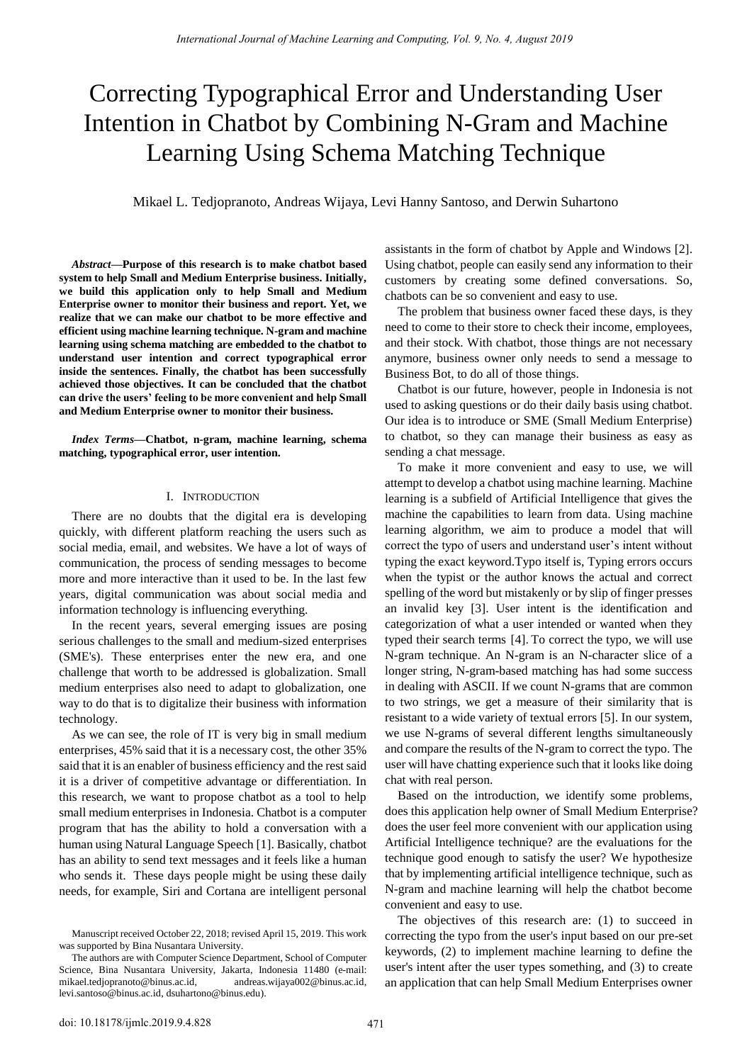# Correcting Typographical Error and Understanding User Intention in Chatbot by Combining N-Gram and Machine Learning Using Schema Matching Technique

Mikael L. Tedjopranoto, Andreas Wijaya, Levi Hanny Santoso, and Derwin Suhartono

***Abstract*—Purpose of this research is to make chatbot based system to help Small and Medium Enterprise business. Initially, we build this application only to help Small and Medium Enterprise owner to monitor their business and report. Yet, we realize that we can make our chatbot to be more effective and efficient using machine learning technique. N-gram and machine learning using schema matching are embedded to the chatbot to understand user intention and correct typographical error inside the sentences. Finally, the chatbot has been successfully achieved those objectives. It can be concluded that the chatbot can drive the users' feeling to be more convenient and help Small and Medium Enterprise owner to monitor their business.**

***Index Terms*—Chatbot, n-gram, machine learning, schema matching, typographical error, user intention.**

## I. Introduction

There are no doubts that the digital era is developing quickly, with different platform reaching the users such as social media, email, and websites. We have a lot of ways of communication, the process of sending messages to become more and more interactive than it used to be. In the last few years, digital communication was about social media and information technology is influencing everything.

In the recent years, several emerging issues are posing serious challenges to the small and medium-sized enterprises (SME's). These enterprises enter the new era, and one challenge that worth to be addressed is globalization. Small medium enterprises also need to adapt to globalization, one way to do that is to digitalize their business with information technology.

As we can see, the role of IT is very big in small medium enterprises, 45% said that it is a necessary cost, the other 35% said that it is an enabler of business efficiency and the rest said it is a driver of competitive advantage or differentiation. In this research, we want to propose chatbot as a tool to help small medium enterprises in Indonesia. Chatbot is a computer program that has the ability to hold a conversation with a human using Natural Language Speech [1]. Basically, chatbot has an ability to send text messages and it feels like a human who sends it. These days people might be using these daily needs, for example, Siri and Cortana are intelligent personal assistants in the form of chatbot by Apple and Windows [2]. Using chatbot, people can easily send any information to their customers by creating some defined conversations. So, chatbots can be so convenient and easy to use.

The problem that business owner faced these days, is they need to come to their store to check their income, employees, and their stock. With chatbot, those things are not necessary anymore, business owner only needs to send a message to Business Bot, to do all of those things.

Chatbot is our future, however, people in Indonesia is not used to asking questions or do their daily basis using chatbot. Our idea is to introduce or SME (Small Medium Enterprise) to chatbot, so they can manage their business as easy as sending a chat message.

To make it more convenient and easy to use, we will attempt to develop a chatbot using machine learning. Machine learning is a subfield of Artificial Intelligence that gives the machine the capabilities to learn from data. Using machine learning algorithm, we aim to produce a model that will correct the typo of users and understand user's intent without typing the exact keyword.Typo itself is, Typing errors occurs when the typist or the author knows the actual and correct spelling of the word but mistakenly or by slip of finger presses an invalid key [3]. User intent is the identification and categorization of what a user intended or wanted when they typed their search terms [4]. To correct the typo, we will use N-gram technique. An N-gram is an N-character slice of a longer string, N-gram-based matching has had some success in dealing with ASCII. If we count N-grams that are common to two strings, we get a measure of their similarity that is resistant to a wide variety of textual errors [5]. In our system, we use N-grams of several different lengths simultaneously and compare the results of the N-gram to correct the typo. The user will have chatting experience such that it looks like doing chat with real person.

Based on the introduction, we identify some problems, does this application help owner of Small Medium Enterprise? does the user feel more convenient with our application using Artificial Intelligence technique? are the evaluations for the technique good enough to satisfy the user? We hypothesize that by implementing artificial intelligence technique, such as N-gram and machine learning will help the chatbot become convenient and easy to use.

The objectives of this research are: (1) to succeed in correcting the typo from the user's input based on our pre-set keywords, (2) to implement machine learning to define the user's intent after the user types something, and (3) to create an application that can help Small Medium Enterprises owner

Manuscript received October 22, 2018; revised April 15, 2019. This work was supported by Bina Nusantara University.

The authors are with Computer Science Department, School of Computer Science, Bina Nusantara University, Jakarta, Indonesia 11480 (e-mail: mikael.tedjopranoto@binus.ac.id, andreas.wijaya002@binus.ac.id, levi.santoso@binus.ac.id, dsuhartono@binus.edu).

doi: 10.18178/ijmlc.2019.9.4.828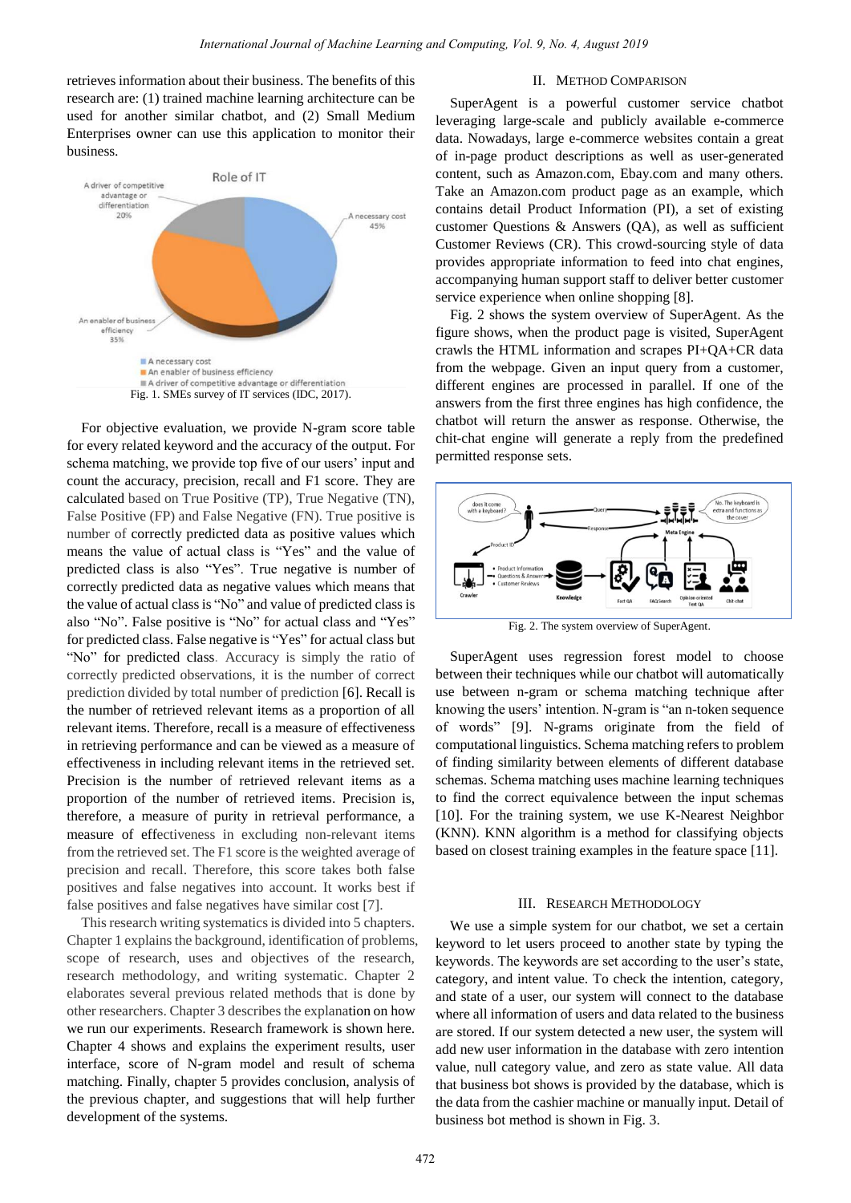retrieves information about their business. The benefits of this research are: (1) trained machine learning architecture can be used for another similar chatbot, and (2) Small Medium Enterprises owner can use this application to monitor their business.

Fig. 1. SMEs survey of IT services (IDC, 2017).

For objective evaluation, we provide N-gram score table for every related keyword and the accuracy of the output. For schema matching, we provide top five of our users' input and count the accuracy, precision, recall and F1 score. They are calculated based on True Positive (TP), True Negative (TN), False Positive (FP) and False Negative (FN). True positive is number of correctly predicted data as positive values which means the value of actual class is "Yes" and the value of predicted class is also "Yes". True negative is number of correctly predicted data as negative values which means that the value of actual class is "No" and value of predicted class is also "No". False positive is "No" for actual class and "Yes" for predicted class. False negative is "Yes" for actual class but "No" for predicted class. Accuracy is simply the ratio of correctly predicted observations, it is the number of correct prediction divided by total number of prediction [6]. Recall is the number of retrieved relevant items as a proportion of all relevant items. Therefore, recall is a measure of effectiveness in retrieving performance and can be viewed as a measure of effectiveness in including relevant items in the retrieved set. Precision is the number of retrieved relevant items as a proportion of the number of retrieved items. Precision is, therefore, a measure of purity in retrieval performance, a measure of effectiveness in excluding non-relevant items from the retrieved set. The F1 score is the weighted average of precision and recall. Therefore, this score takes both false positives and false negatives into account. It works best if false positives and false negatives have similar cost [7].

This research writing systematics is divided into 5 chapters. Chapter 1 explains the background, identification of problems, scope of research, uses and objectives of the research, research methodology, and writing systematic. Chapter 2 elaborates several previous related methods that is done by other researchers. Chapter 3 describes the explanation on how we run our experiments. Research framework is shown here. Chapter 4 shows and explains the experiment results, user interface, score of N-gram model and result of schema matching. Finally, chapter 5 provides conclusion, analysis of the previous chapter, and suggestions that will help further development of the systems.

## II. Method Comparison

SuperAgent is a powerful customer service chatbot leveraging large-scale and publicly available e-commerce data. Nowadays, large e-commerce websites contain a great of in-page product descriptions as well as user-generated content, such as Amazon.com, Ebay.com and many others. Take an Amazon.com product page as an example, which contains detail Product Information (PI), a set of existing customer Questions & Answers (QA), as well as sufficient Customer Reviews (CR). This crowd-sourcing style of data provides appropriate information to feed into chat engines, accompanying human support staff to deliver better customer service experience when online shopping [8].

Fig. 2 shows the system overview of SuperAgent. As the figure shows, when the product page is visited, SuperAgent crawls the HTML information and scrapes PI+QA+CR data from the webpage. Given an input query from a customer, different engines are processed in parallel. If one of the answers from the first three engines has high confidence, the chatbot will return the answer as response. Otherwise, the chit-chat engine will generate a reply from the predefined permitted response sets.

Fig. 2. The system overview of SuperAgent.

SuperAgent uses regression forest model to choose between their techniques while our chatbot will automatically use between n-gram or schema matching technique after knowing the users' intention. N-gram is "an n-token sequence of words" [9]. N-grams originate from the field of computational linguistics. Schema matching refers to problem of finding similarity between elements of different database schemas. Schema matching uses machine learning techniques to find the correct equivalence between the input schemas [10]. For the training system, we use K-Nearest Neighbor (KNN). KNN algorithm is a method for classifying objects based on closest training examples in the feature space [11].

## III. Research Methodology

We use a simple system for our chatbot, we set a certain keyword to let users proceed to another state by typing the keywords. The keywords are set according to the user's state, category, and intent value. To check the intention, category, and state of a user, our system will connect to the database where all information of users and data related to the business are stored. If our system detected a new user, the system will add new user information in the database with zero intention value, null category value, and zero as state value. All data that business bot shows is provided by the database, which is the data from the cashier machine or manually input. Detail of business bot method is shown in Fig. 3.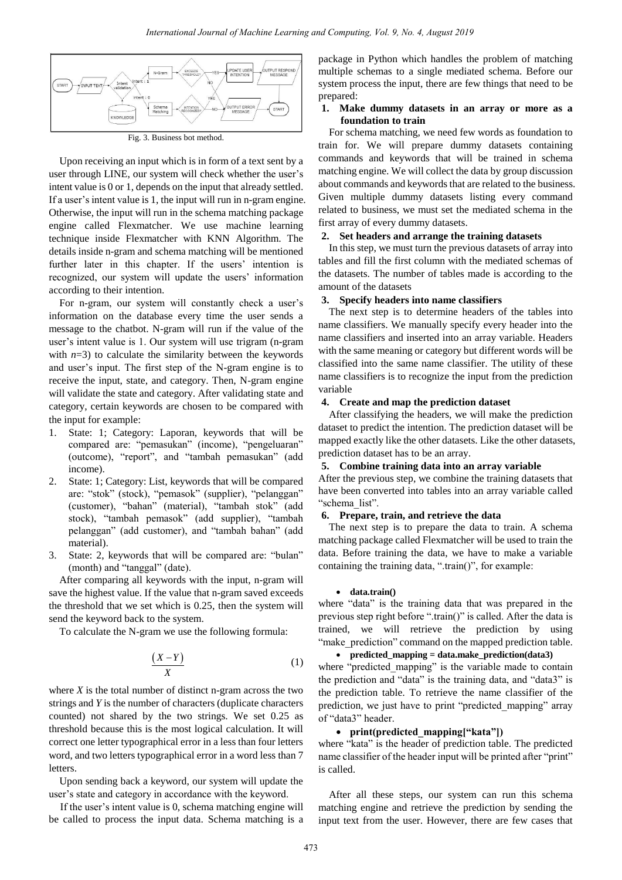Fig. 3. Business bot method.

Upon receiving an input which is in form of a text sent by a user through LINE, our system will check whether the user's intent value is 0 or 1, depends on the input that already settled. If a user's intent value is 1, the input will run in n-gram engine. Otherwise, the input will run in the schema matching package engine called Flexmatcher. We use machine learning technique inside Flexmatcher with KNN Algorithm. The details inside n-gram and schema matching will be mentioned further later in this chapter. If the users' intention is recognized, our system will update the users' information according to their intention.

For n-gram, our system will constantly check a user's information on the database every time the user sends a message to the chatbot. N-gram will run if the value of the user's intent value is 1. Our system will use trigram (n-gram with $n$=3) to calculate the similarity between the keywords and user's input. The first step of the N-gram engine is to receive the input, state, and category. Then, N-gram engine will validate the state and category. After validating state and category, certain keywords are chosen to be compared with the input for example:

1. State: 1; Category: Laporan, keywords that will be compared are: "pemasukan" (income), "pengeluaran" (outcome), "report", and "tambah pemasukan" (add income).
2. State: 1; Category: List, keywords that will be compared are: "stok" (stock), "pemasok" (supplier), "pelanggan" (customer), "bahan" (material), "tambah stok" (add stock), "tambah pemasok" (add supplier), "tambah pelanggan" (add customer), and "tambah bahan" (add material).
3. State: 2, keywords that will be compared are: "bulan" (month) and "tanggal" (date).

After comparing all keywords with the input, n-gram will save the highest value. If the value that n-gram saved exceeds the threshold that we set which is 0.25, then the system will send the keyword back to the system.

To calculate the N-gram we use the following formula:

$$\frac{(X-Y)}{X} \tag{1}$$

where $X$ is the total number of distinct n-gram across the two strings and $Y$ is the number of characters (duplicate characters counted) not shared by the two strings. We set 0.25 as threshold because this is the most logical calculation. It will correct one letter typographical error in a less than four letters word, and two letters typographical error in a word less than 7 letters.

Upon sending back a keyword, our system will update the user's state and category in accordance with the keyword.

If the user's intent value is 0, schema matching engine will be called to process the input data. Schema matching is a package in Python which handles the problem of matching multiple schemas to a single mediated schema. Before our system process the input, there are few things that need to be prepared:

**1. Make dummy datasets in an array or more as a foundation to train**

For schema matching, we need few words as foundation to train for. We will prepare dummy datasets containing commands and keywords that will be trained in schema matching engine. We will collect the data by group discussion about commands and keywords that are related to the business. Given multiple dummy datasets listing every command related to business, we must set the mediated schema in the first array of every dummy datasets.

**2. Set headers and arrange the training datasets**

In this step, we must turn the previous datasets of array into tables and fill the first column with the mediated schemas of the datasets. The number of tables made is according to the amount of the datasets

**3. Specify headers into name classifiers**

The next step is to determine headers of the tables into name classifiers. We manually specify every header into the name classifiers and inserted into an array variable. Headers with the same meaning or category but different words will be classified into the same name classifier. The utility of these name classifiers is to recognize the input from the prediction variable

**4. Create and map the prediction dataset**

After classifying the headers, we will make the prediction dataset to predict the intention. The prediction dataset will be mapped exactly like the other datasets. Like the other datasets, prediction dataset has to be an array.

**5. Combine training data into an array variable**

After the previous step, we combine the training datasets that have been converted into tables into an array variable called "schema_list".

**6. Prepare, train, and retrieve the data**

The next step is to prepare the data to train. A schema matching package called Flexmatcher will be used to train the data. Before training the data, we have to make a variable containing the training data, ".train()", for example:

- **data.train()**

where "data" is the training data that was prepared in the previous step right before ".train()" is called. After the data is trained, we will retrieve the prediction by using "make_prediction" command on the mapped prediction table.

- **predicted_mapping = data.make_prediction(data3)**

where "predicted_mapping" is the variable made to contain the prediction and "data" is the training data, and "data3" is the prediction table. To retrieve the name classifier of the prediction, we just have to print "predicted_mapping" array of "data3" header.

- **print(predicted_mapping["kata"])**

where "kata" is the header of prediction table. The predicted name classifier of the header input will be printed after "print" is called.

After all these steps, our system can run this schema matching engine and retrieve the prediction by sending the input text from the user. However, there are few cases that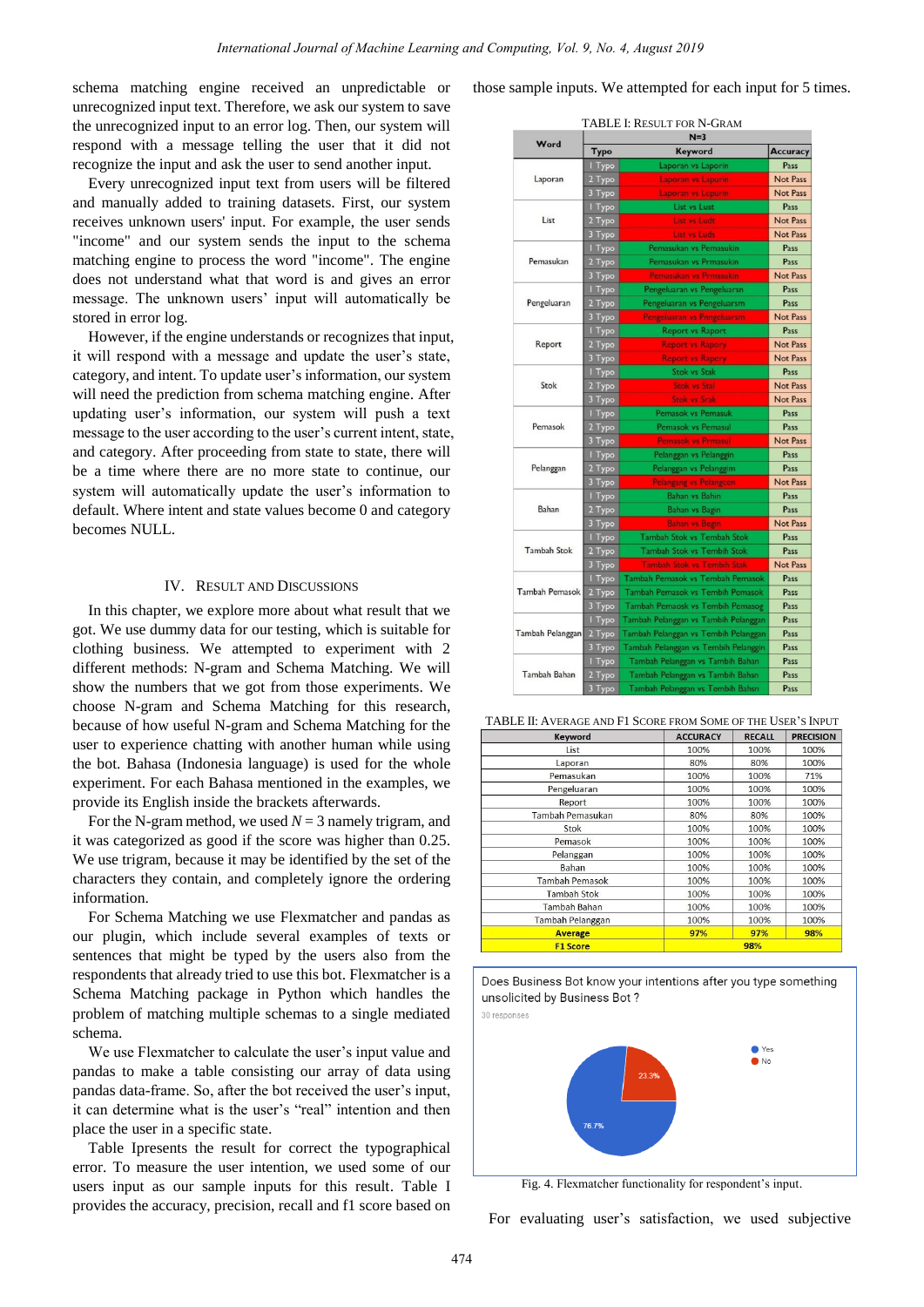schema matching engine received an unpredictable or unrecognized input text. Therefore, we ask our system to save the unrecognized input to an error log. Then, our system will respond with a message telling the user that it did not recognize the input and ask the user to send another input.

Every unrecognized input text from users will be filtered and manually added to training datasets. First, our system receives unknown users' input. For example, the user sends "income" and our system sends the input to the schema matching engine to process the word "income". The engine does not understand what that word is and gives an error message. The unknown users' input will automatically be stored in error log.

However, if the engine understands or recognizes that input, it will respond with a message and update the user's state, category, and intent. To update user's information, our system will need the prediction from schema matching engine. After updating user's information, our system will push a text message to the user according to the user's current intent, state, and category. After proceeding from state to state, there will be a time where there are no more state to continue, our system will automatically update the user's information to default. Where intent and state values become 0 and category becomes NULL.

## IV. Result and Discussions

In this chapter, we explore more about what result that we got. We use dummy data for our testing, which is suitable for clothing business. We attempted to experiment with 2 different methods: N-gram and Schema Matching. We will show the numbers that we got from those experiments. We choose N-gram and Schema Matching for this research, because of how useful N-gram and Schema Matching for the user to experience chatting with another human while using the bot. Bahasa (Indonesia language) is used for the whole experiment. For each Bahasa mentioned in the examples, we provide its English inside the brackets afterwards.

For the N-gram method, we used $N = 3$ namely trigram, and it was categorized as good if the score was higher than 0.25. We use trigram, because it may be identified by the set of the characters they contain, and completely ignore the ordering information.

For Schema Matching we use Flexmatcher and pandas as our plugin, which include several examples of texts or sentences that might be typed by the users also from the respondents that already tried to use this bot. Flexmatcher is a Schema Matching package in Python which handles the problem of matching multiple schemas to a single mediated schema.

We use Flexmatcher to calculate the user's input value and pandas to make a table consisting our array of data using pandas data-frame. So, after the bot received the user's input, it can determine what is the user's "real" intention and then place the user in a specific state.

Table Ipresents the result for correct the typographical error. To measure the user intention, we used some of our users input as our sample inputs for this result. Table I provides the accuracy, precision, recall and f1 score based on those sample inputs. We attempted for each input for 5 times.

TABLE I: Result for N-Gram

| Word | N=3 | | |
|---|---|---|---|
| | Typo | Keyword | Accuracy |
| Laporan | 1 Typo | Laporan vs Laporin | Pass |
| | 2 Typo | Laporan vs Lapurin | Not Pass |
| | 3 Typo | Laporan vs Lapuirn | Not Pass |
| List | 1 Typo | List vs Lust | Pass |
| | 2 Typo | List vs Ludt | Not Pass |
| | 3 Typo | List vs Luds | Not Pass |
| Pemasukan | 1 Typo | Pemasukan vs Pemasukin | Pass |
| | 2 Typo | Pemasukan vs Prmasukin | Pass |
| | 3 Typo | Pemasukan vs Prmssukin | Not Pass |
| Pengeluaran | 1 Typo | Pengeluaran vs Pengeluarsn | Pass |
| | 2 Typo | Pengeluaran vs Pengeluarsm | Pass |
| | 3 Typo | Pengeluaran vs Pnegeluarsm | Not Pass |
| Report | 1 Typo | Report vs Raport | Pass |
| | 2 Typo | Report vs Rapory | Not Pass |
| | 3 Typo | Report vs Rapcry | Not Pass |
| Stok | 1 Typo | Stok vs Stak | Pass |
| | 2 Typo | Stok vs Stal | Not Pass |
| | 3 Typo | Stok vs Srak | Not Pass |
| Pemasok | 1 Typo | Pemasok vs Pemasuk | Pass |
| | 2 Typo | Pemasok vs Pemasul | Pass |
| | 3 Typo | Pemasok vs Prmasul | Not Pass |
| Pelanggan | 1 Typo | Pelanggan vs Pelanggin | Pass |
| | 2 Typo | Pelanggan vs Pelanggim | Pass |
| | 3 Typo | Pelanggan vs Pelangcan | Not Pass |
| Bahan | 1 Typo | Bahan vs Bahin | Pass |
| | 2 Typo | Bahan vs Bagin | Pass |
| | 3 Typo | Bahan vs Bogin | Not Pass |
| Tambah Stok | 1 Typo | Tambah Stok vs Tembah Stok | Pass |
| | 2 Typo | Tambah Stok vs Tembih Stok | Pass |
| | 3 Typo | Tambah Stok vs Tombih Stak | Not Pass |
| Tambah Pemasok | 1 Typo | Tambah Pemasok vs Tembah Pemasok | Pass |
| | 2 Typo | Tambah Pemasok vs Tembih Pemasok | Pass |
| | 3 Typo | Tambah Pemasok vs Tembih Pemasog | Pass |
| Tambah Pelanggan | 1 Typo | Tambah Pelanggan vs Tembah Pelanggan | Pass |
| | 2 Typo | Tambah Pelanggan vs Tembih Pelanggan | Pass |
| | 3 Typo | Tambah Pelanggan vs Tembih Pelanggin | Pass |
| Tambah Bahan | 1 Typo | Tambah Pelanggan vs Tambih Bahan | Pass |
| | 2 Typo | Tambah Pelanggan vs Tambih Bahsn | Pass |
| | 3 Typo | Tambah Pelanggan vs Tembih Bahsn | Pass |

TABLE II: Average and F1 Score from Some of the User's Input

| Keyword | ACCURACY | RECALL | PRECISION |
|---|---|---|---|
| List | 100% | 100% | 100% |
| Laporan | 80% | 80% | 100% |
| Pemasukan | 100% | 100% | 71% |
| Pengeluaran | 100% | 100% | 100% |
| Report | 100% | 100% | 100% |
| Tambah Pemasukan | 80% | 80% | 100% |
| Stok | 100% | 100% | 100% |
| Pemasok | 100% | 100% | 100% |
| Pelanggan | 100% | 100% | 100% |
| Bahan | 100% | 100% | 100% |
| Tambah Pemasok | 100% | 100% | 100% |
| Tambah Stok | 100% | 100% | 100% |
| Tambah Bahan | 100% | 100% | 100% |
| Tambah Pelanggan | 100% | 100% | 100% |
| **Average** | **97%** | **97%** | **98%** |
| **F1 Score** | | **98%** | |

Does Business Bot know your intentions after you type something unsolicited by Business Bot ?

30 responses

Yes: 76.7%; No: 23.3%

Fig. 4. Flexmatcher functionality for respondent's input.

For evaluating user's satisfaction, we used subjective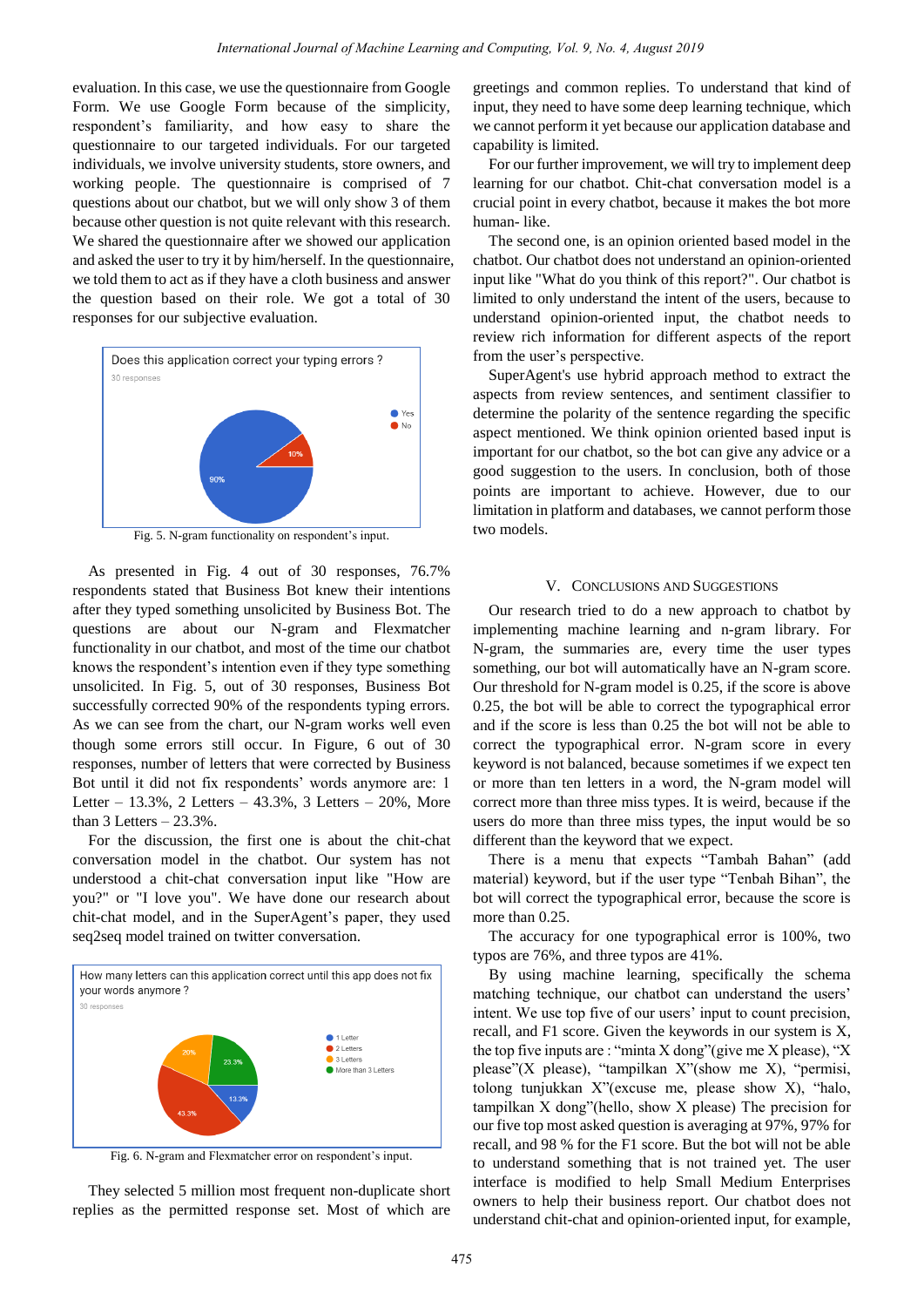evaluation. In this case, we use the questionnaire from Google Form. We use Google Form because of the simplicity, respondent's familiarity, and how easy to share the questionnaire to our targeted individuals. For our targeted individuals, we involve university students, store owners, and working people. The questionnaire is comprised of 7 questions about our chatbot, but we will only show 3 of them because other question is not quite relevant with this research. We shared the questionnaire after we showed our application and asked the user to try it by him/herself. In the questionnaire, we told them to act as if they have a cloth business and answer the question based on their role. We got a total of 30 responses for our subjective evaluation.

Does this application correct your typing errors ?

30 responses

Yes 90%, No 10%

Fig. 5. N-gram functionality on respondent's input.

As presented in Fig. 4 out of 30 responses, 76.7% respondents stated that Business Bot knew their intentions after they typed something unsolicited by Business Bot. The questions are about our N-gram and Flexmatcher functionality in our chatbot, and most of the time our chatbot knows the respondent's intention even if they type something unsolicited. In Fig. 5, out of 30 responses, Business Bot successfully corrected 90% of the respondents typing errors. As we can see from the chart, our N-gram works well even though some errors still occur. In Figure, 6 out of 30 responses, number of letters that were corrected by Business Bot until it did not fix respondents' words anymore are: 1 Letter – 13.3%, 2 Letters – 43.3%, 3 Letters – 20%, More than 3 Letters – 23.3%.

For the discussion, the first one is about the chit-chat conversation model in the chatbot. Our system has not understood a chit-chat conversation input like "How are you?" or "I love you". We have done our research about chit-chat model, and in the SuperAgent's paper, they used seq2seq model trained on twitter conversation.

How many letters can this application correct until this app does not fix your words anymore ?

30 responses

1 Letter 13.3%, 2 Letters 43.3%, 3 Letters 20%, More than 3 Letters 23.3%

Fig. 6. N-gram and Flexmatcher error on respondent's input.

They selected 5 million most frequent non-duplicate short replies as the permitted response set. Most of which are greetings and common replies. To understand that kind of input, they need to have some deep learning technique, which we cannot perform it yet because our application database and capability is limited.

For our further improvement, we will try to implement deep learning for our chatbot. Chit-chat conversation model is a crucial point in every chatbot, because it makes the bot more human- like.

The second one, is an opinion oriented based model in the chatbot. Our chatbot does not understand an opinion-oriented input like "What do you think of this report?". Our chatbot is limited to only understand the intent of the users, because to understand opinion-oriented input, the chatbot needs to review rich information for different aspects of the report from the user's perspective.

SuperAgent's use hybrid approach method to extract the aspects from review sentences, and sentiment classifier to determine the polarity of the sentence regarding the specific aspect mentioned. We think opinion oriented based input is important for our chatbot, so the bot can give any advice or a good suggestion to the users. In conclusion, both of those points are important to achieve. However, due to our limitation in platform and databases, we cannot perform those two models.

## V. Conclusions and Suggestions

Our research tried to do a new approach to chatbot by implementing machine learning and n-gram library. For N-gram, the summaries are, every time the user types something, our bot will automatically have an N-gram score. Our threshold for N-gram model is 0.25, if the score is above 0.25, the bot will be able to correct the typographical error and if the score is less than 0.25 the bot will not be able to correct the typographical error. N-gram score in every keyword is not balanced, because sometimes if we expect ten or more than ten letters in a word, the N-gram model will correct more than three miss types. It is weird, because if the users do more than three miss types, the input would be so different than the keyword that we expect.

There is a menu that expects "Tambah Bahan" (add material) keyword, but if the user type "Tenbah Bihan", the bot will correct the typographical error, because the score is more than 0.25.

The accuracy for one typographical error is 100%, two typos are 76%, and three typos are 41%.

By using machine learning, specifically the schema matching technique, our chatbot can understand the users' intent. We use top five of our users' input to count precision, recall, and F1 score. Given the keywords in our system is X, the top five inputs are : "minta X dong"(give me X please), "X please"(X please), "tampilkan X"(show me X), "permisi, tolong tunjukkan X"(excuse me, please show X), "halo, tampilkan X dong"(hello, show X please) The precision for our five top most asked question is averaging at 97%, 97% for recall, and 98 % for the F1 score. But the bot will not be able to understand something that is not trained yet. The user interface is modified to help Small Medium Enterprises owners to help their business report. Our chatbot does not understand chit-chat and opinion-oriented input, for example,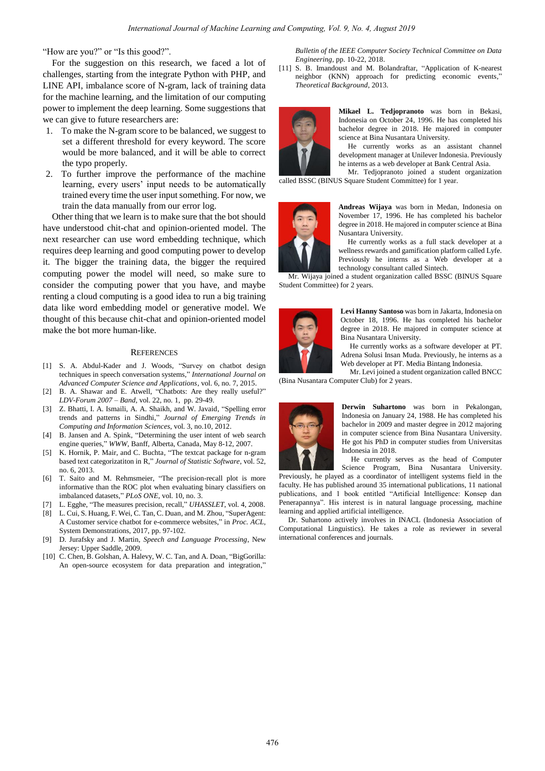"How are you?" or "Is this good?".

For the suggestion on this research, we faced a lot of challenges, starting from the integrate Python with PHP, and LINE API, imbalance score of N-gram, lack of training data for the machine learning, and the limitation of our computing power to implement the deep learning. Some suggestions that we can give to future researchers are:

1. To make the N-gram score to be balanced, we suggest to set a different threshold for every keyword. The score would be more balanced, and it will be able to correct the typo properly.
2. To further improve the performance of the machine learning, every users' input needs to be automatically trained every time the user input something. For now, we train the data manually from our error log.

Other thing that we learn is to make sure that the bot should have understood chit-chat and opinion-oriented model. The next researcher can use word embedding technique, which requires deep learning and good computing power to develop it. The bigger the training data, the bigger the required computing power the model will need, so make sure to consider the computing power that you have, and maybe renting a cloud computing is a good idea to run a big training data like word embedding model or generative model. We thought of this because chit-chat and opinion-oriented model make the bot more human-like.

## References

[1] S. A. Abdul-Kader and J. Woods, "Survey on chatbot design techniques in speech conversation systems," *International Journal on Advanced Computer Science and Applications*, vol. 6, no. 7, 2015.

[2] B. A. Shawar and E. Atwell, "Chatbots: Are they really useful?" *LDV-Forum 2007 – Band*, vol. 22, no. 1, pp. 29-49.

[3] Z. Bhatti, I. A. Ismaili, A. A. Shaikh, and W. Javaid, "Spelling error trends and patterns in Sindhi," *Journal of Emerging Trends in Computing and Information Sciences*, vol. 3, no.10, 2012.

[4] B. Jansen and A. Spink, "Determining the user intent of web search engine queries," *WWW*, Banff, Alberta, Canada, May 8-12, 2007.

[5] K. Hornik, P. Mair, and C. Buchta, "The textcat package for n-gram based text categorizatiton in R," *Journal of Statistic Software*, vol. 52, no. 6, 2013.

[6] T. Saito and M. Rehmsmeier, "The precision-recall plot is more informative than the ROC plot when evaluating binary classifiers on imbalanced datasets," *PLoS ONE*, vol. 10, no. 3.

[7] L. Egghe, "The measures precision, recall," *UHASSLET*, vol. 4, 2008.

[8] L. Cui, S. Huang, F. Wei, C. Tan, C. Duan, and M. Zhou, "SuperAgent: A Customer service chatbot for e-commerce websites," in *Proc. ACL*, System Demonstrations, 2017, pp. 97-102.

[9] D. Jurafsky and J. H. Martin, *Speech and Language Processing*, New Jersey: Upper Saddle, 2009.

[10] C. Chen, B. Golshan, A. Halevy, W. C. Tan, and A. Doan, "BigGorilla: An open-source ecosystem for data preparation and integration," *Bulletin of the IEEE Computer Society Technical Committee on Data Engineering*, pp. 10-22, 2018.

[11] S. B. Imandoust and M. Bolandraftar, "Application of K-nearest neighbor (KNN) approach for predicting economic events," *Theoretical Background*, 2013.

**Mikael L. Tedjopranoto** was born in Bekasi, Indonesia on October 24, 1996. He has completed his bachelor degree in 2018. He majored in computer science at Bina Nusantara University.

He currently works as an assistant channel development manager at Unilever Indonesia. Previously he interns as a web developer at Bank Central Asia.

Mr. Tedjopranoto joined a student organization called BSSC (BINUS Square Student Committee) for 1 year.

**Andreas Wijaya** was born in Medan, Indonesia on November 17, 1996. He has completed his bachelor degree in 2018. He majored in computer science at Bina Nusantara University.

He currently works as a full stack developer at a wellness rewards and gamification platform called Lyfe. Previously he interns as a Web developer at a technology consultant called Sintech.

Mr. Wijaya joined a student organization called BSSC (BINUS Square Student Committee) for 2 years.

**Levi Hanny Santoso** was born in Jakarta, Indonesia on October 18, 1996. He has completed his bachelor degree in 2018. He majored in computer science at Bina Nusantara University.

He currently works as a software developer at PT. Adrena Solusi Insan Muda. Previously, he interns as a Web developer at PT. Media Bintang Indonesia.

Mr. Levi joined a student organization called BNCC (Bina Nusantara Computer Club) for 2 years.

**Derwin Suhartono** was born in Pekalongan, Indonesia on January 24, 1988. He has completed his bachelor in 2009 and master degree in 2012 majoring in computer science from Bina Nusantara University. He got his PhD in computer studies from Universitas Indonesia in 2018.

He currently serves as the head of Computer Science Program, Bina Nusantara University. Previously, he played as a coordinator of intelligent systems field in the faculty. He has published around 35 international publications, 11 national publications, and 1 book entitled "Artificial Intelligence: Konsep dan Penerapannya". His interest is in natural language processing, machine learning and applied artificial intelligence.

Dr. Suhartono actively involves in INACL (Indonesia Association of Computational Linguistics). He takes a role as reviewer in several international conferences and journals.